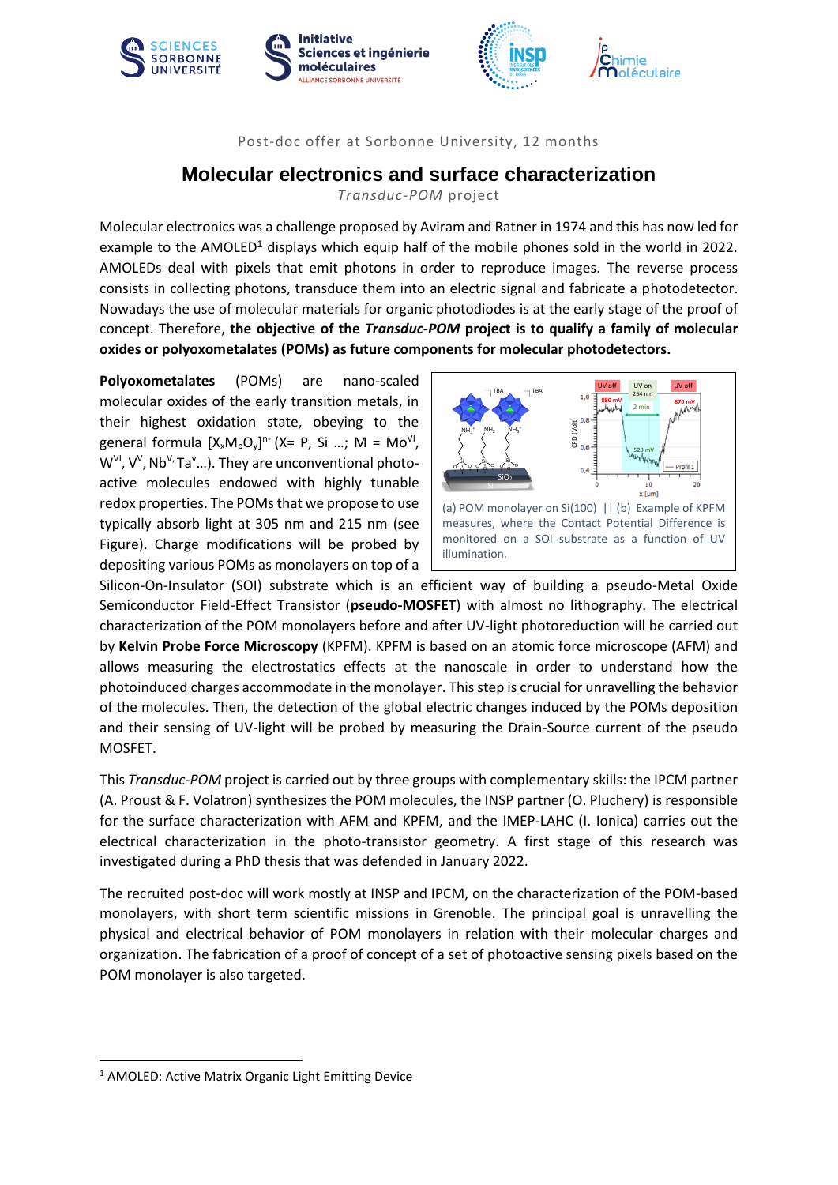Post-doc offer at Sorbonne University, 12 months

# Molecular electronics and surface characterization

*Transduc-POM* project

Molecular electronics was a challenge proposed by Aviram and Ratner in 1974 and this has now led for example to the AMOLED[1] displays which equip half of the mobile phones sold in the world in 2022. AMOLEDs deal with pixels that emit photons in order to reproduce images. The reverse process consists in collecting photons, transduce them into an electric signal and fabricate a photodetector. Nowadays the use of molecular materials for organic photodiodes is at the early stage of the proof of concept. Therefore, **the objective of the *Transduc-POM* project is to qualify a family of molecular oxides or polyoxometalates (POMs) as future components for molecular photodetectors.**

**Polyoxometalates** (POMs) are nano-scaled molecular oxides of the early transition metals, in their highest oxidation state, obeying to the general formula $[X_xM_pO_y]^{n-}$ (X= P, Si …; M = $Mo^{VI}$, $W^{VI}$, $V^{V}$, $Nb^{V}$, $Ta^{V}$…). They are unconventional photo-active molecules endowed with highly tunable redox properties. The POMs that we propose to use typically absorb light at 305 nm and 215 nm (see Figure). Charge modifications will be probed by depositing various POMs as monolayers on top of a Silicon-On-Insulator (SOI) substrate which is an efficient way of building a pseudo-Metal Oxide Semiconductor Field-Effect Transistor (**pseudo-MOSFET**) with almost no lithography. The electrical characterization of the POM monolayers before and after UV-light photoreduction will be carried out by **Kelvin Probe Force Microscopy** (KPFM). KPFM is based on an atomic force microscope (AFM) and allows measuring the electrostatics effects at the nanoscale in order to understand how the photoinduced charges accommodate in the monolayer. This step is crucial for unravelling the behavior of the molecules. Then, the detection of the global electric changes induced by the POMs deposition and their sensing of UV-light will be probed by measuring the Drain-Source current of the pseudo MOSFET.

(a) POM monolayer on Si(100) || (b) Example of KPFM measures, where the Contact Potential Difference is monitored on a SOI substrate as a function of UV illumination.

This *Transduc-POM* project is carried out by three groups with complementary skills: the IPCM partner (A. Proust & F. Volatron) synthesizes the POM molecules, the INSP partner (O. Pluchery) is responsible for the surface characterization with AFM and KPFM, and the IMEP-LAHC (I. Ionica) carries out the electrical characterization in the photo-transistor geometry. A first stage of this research was investigated during a PhD thesis that was defended in January 2022.

The recruited post-doc will work mostly at INSP and IPCM, on the characterization of the POM-based monolayers, with short term scientific missions in Grenoble. The principal goal is unravelling the physical and electrical behavior of POM monolayers in relation with their molecular charges and organization. The fabrication of a proof of concept of a set of photoactive sensing pixels based on the POM monolayer is also targeted.

---

[1] AMOLED: Active Matrix Organic Light Emitting Device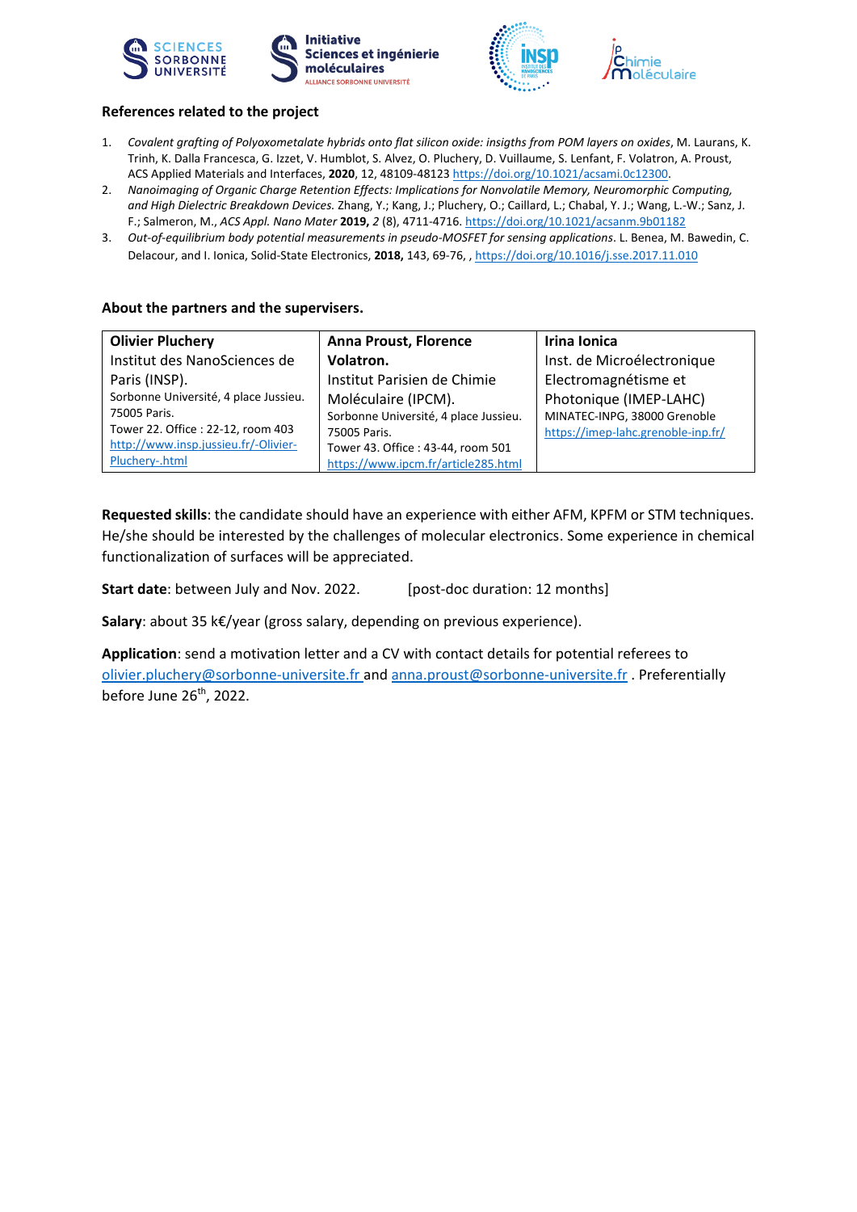**References related to the project**

1. *Covalent grafting of Polyoxometalate hybrids onto flat silicon oxide: insigths from POM layers on oxides*, M. Laurans, K. Trinh, K. Dalla Francesca, G. Izzet, V. Humblot, S. Alvez, O. Pluchery, D. Vuillaume, S. Lenfant, F. Volatron, A. Proust, ACS Applied Materials and Interfaces, **2020**, 12, 48109-48123 https://doi.org/10.1021/acsami.0c12300.
2. *Nanoimaging of Organic Charge Retention Effects: Implications for Nonvolatile Memory, Neuromorphic Computing, and High Dielectric Breakdown Devices.* Zhang, Y.; Kang, J.; Pluchery, O.; Caillard, L.; Chabal, Y. J.; Wang, L.-W.; Sanz, J. F.; Salmeron, M., *ACS Appl. Nano Mater* **2019,** *2* (8), 4711-4716. https://doi.org/10.1021/acsanm.9b01182
3. *Out-of-equilibrium body potential measurements in pseudo-MOSFET for sensing applications*. L. Benea, M. Bawedin, C. Delacour, and I. Ionica, Solid-State Electronics, **2018,** 143, 69-76, , https://doi.org/10.1016/j.sse.2017.11.010

**About the partners and the supervisers.**

| | | |
|---|---|---|
| **Olivier Pluchery** Institut des NanoSciences de Paris (INSP). Sorbonne Université, 4 place Jussieu. 75005 Paris. Tower 22. Office : 22-12, room 403 http://www.insp.jussieu.fr/-Olivier-Pluchery-.html | **Anna Proust, Florence Volatron.** Institut Parisien de Chimie Moléculaire (IPCM). Sorbonne Université, 4 place Jussieu. 75005 Paris. Tower 43. Office : 43-44, room 501 https://www.ipcm.fr/article285.html | **Irina Ionica** Inst. de Microélectronique Electromagnétisme et Photonique (IMEP-LAHC) MINATEC-INPG, 38000 Grenoble https://imep-lahc.grenoble-inp.fr/ |

**Requested skills**: the candidate should have an experience with either AFM, KPFM or STM techniques. He/she should be interested by the challenges of molecular electronics. Some experience in chemical functionalization of surfaces will be appreciated.

**Start date**: between July and Nov. 2022. [post-doc duration: 12 months]

**Salary**: about 35 k€/year (gross salary, depending on previous experience).

**Application**: send a motivation letter and a CV with contact details for potential referees to olivier.pluchery@sorbonne-universite.fr and anna.proust@sorbonne-universite.fr . Preferentially before June 26th, 2022.